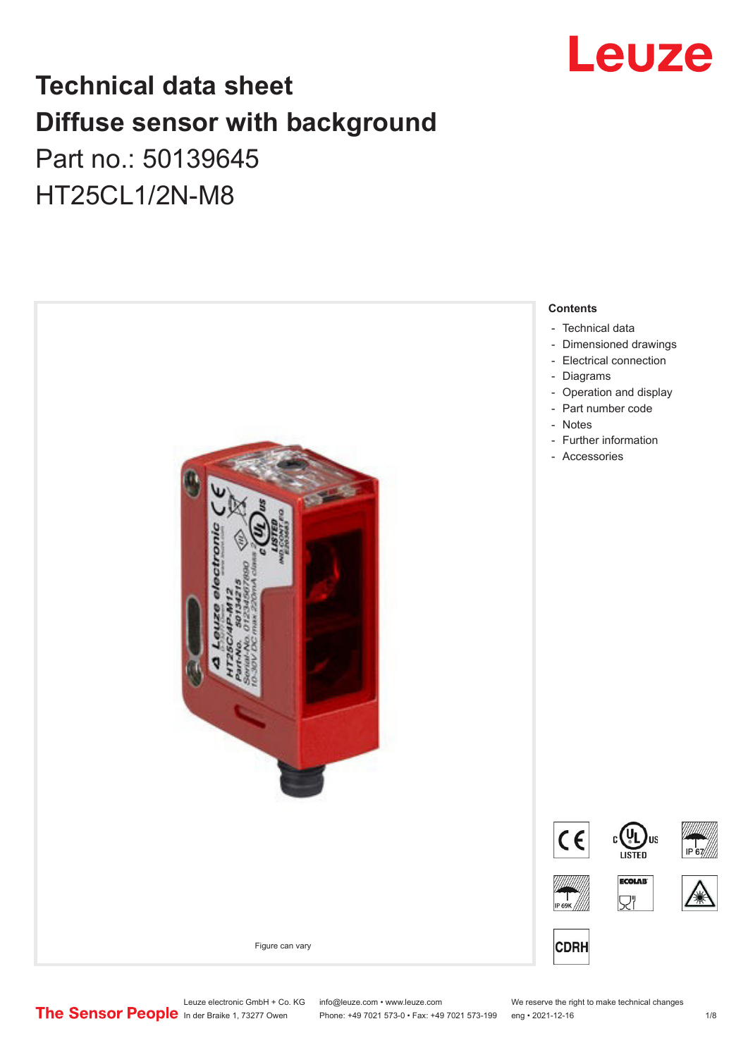# Technical data sheet
# Diffuse sensor with background

Part no.: 50139645

HT25CL1/2N-M8

Figure can vary

**Contents**

- Technical data
- Dimensioned drawings
- Electrical connection
- Diagrams
- Operation and display
- Part number code
- Notes
- Further information
- Accessories

Leuze electronic GmbH + Co. KG
In der Braike 1, 73277 Owen

info@leuze.com • www.leuze.com
Phone: +49 7021 573-0 • Fax: +49 7021 573-199

We reserve the right to make technical changes
eng • 2021-12-16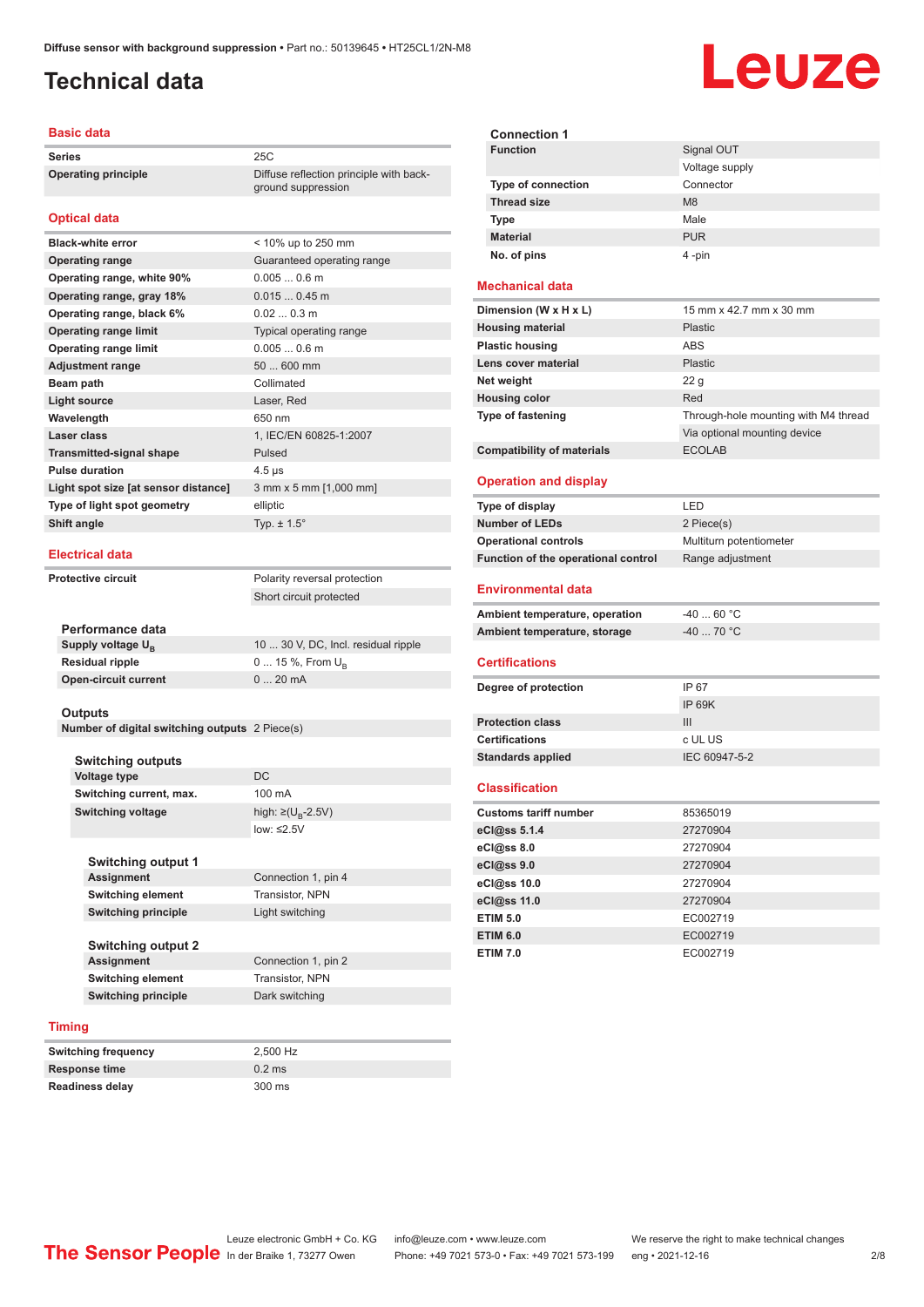# Technical data

## Basic data

| | |
|---|---|
| **Series** | 25C |
| **Operating principle** | Diffuse reflection principle with background suppression |

## Optical data

| | |
|---|---|
| **Black-white error** | < 10% up to 250 mm |
| **Operating range** | Guaranteed operating range |
| **Operating range, white 90%** | 0.005 ... 0.6 m |
| **Operating range, gray 18%** | 0.015 ... 0.45 m |
| **Operating range, black 6%** | 0.02 ... 0.3 m |
| **Operating range limit** | Typical operating range |
| **Operating range limit** | 0.005 ... 0.6 m |
| **Adjustment range** | 50 ... 600 mm |
| **Beam path** | Collimated |
| **Light source** | Laser, Red |
| **Wavelength** | 650 nm |
| **Laser class** | 1, IEC/EN 60825-1:2007 |
| **Transmitted-signal shape** | Pulsed |
| **Pulse duration** | 4.5 µs |
| **Light spot size [at sensor distance]** | 3 mm x 5 mm [1,000 mm] |
| **Type of light spot geometry** | elliptic |
| **Shift angle** | Typ. ± 1.5° |

## Electrical data

| | |
|---|---|
| **Protective circuit** | Polarity reversal protection |
| | Short circuit protected |

### Performance data

| | |
|---|---|
| **Supply voltage $U_B$** | 10 ... 30 V, DC, Incl. residual ripple |
| **Residual ripple** | 0 ... 15 %, From $U_B$ |
| **Open-circuit current** | 0 ... 20 mA |

### Outputs

| | |
|---|---|
| **Number of digital switching outputs** | 2 Piece(s) |

#### Switching outputs

| | |
|---|---|
| **Voltage type** | DC |
| **Switching current, max.** | 100 mA |
| **Switching voltage** | high: ≥($U_B$-2.5V) |
| | low: ≤2.5V |

##### Switching output 1

| | |
|---|---|
| **Assignment** | Connection 1, pin 4 |
| **Switching element** | Transistor, NPN |
| **Switching principle** | Light switching |

##### Switching output 2

| | |
|---|---|
| **Assignment** | Connection 1, pin 2 |
| **Switching element** | Transistor, NPN |
| **Switching principle** | Dark switching |

## Timing

| | |
|---|---|
| **Switching frequency** | 2,500 Hz |
| **Response time** | 0.2 ms |
| **Readiness delay** | 300 ms |

### Connection 1

| | |
|---|---|
| **Function** | Signal OUT |
| | Voltage supply |
| **Type of connection** | Connector |
| **Thread size** | M8 |
| **Type** | Male |
| **Material** | PUR |
| **No. of pins** | 4 -pin |

## Mechanical data

| | |
|---|---|
| **Dimension (W x H x L)** | 15 mm x 42.7 mm x 30 mm |
| **Housing material** | Plastic |
| **Plastic housing** | ABS |
| **Lens cover material** | Plastic |
| **Net weight** | 22 g |
| **Housing color** | Red |
| **Type of fastening** | Through-hole mounting with M4 thread |
| | Via optional mounting device |
| **Compatibility of materials** | ECOLAB |

## Operation and display

| | |
|---|---|
| **Type of display** | LED |
| **Number of LEDs** | 2 Piece(s) |
| **Operational controls** | Multiturn potentiometer |
| **Function of the operational control** | Range adjustment |

## Environmental data

| | |
|---|---|
| **Ambient temperature, operation** | -40 ... 60 °C |
| **Ambient temperature, storage** | -40 ... 70 °C |

## Certifications

| | |
|---|---|
| **Degree of protection** | IP 67 |
| | IP 69K |
| **Protection class** | III |
| **Certifications** | c UL US |
| **Standards applied** | IEC 60947-5-2 |

## Classification

| | |
|---|---|
| **Customs tariff number** | 85365019 |
| **eCl@ss 5.1.4** | 27270904 |
| **eCl@ss 8.0** | 27270904 |
| **eCl@ss 9.0** | 27270904 |
| **eCl@ss 10.0** | 27270904 |
| **eCl@ss 11.0** | 27270904 |
| **ETIM 5.0** | EC002719 |
| **ETIM 6.0** | EC002719 |
| **ETIM 7.0** | EC002719 |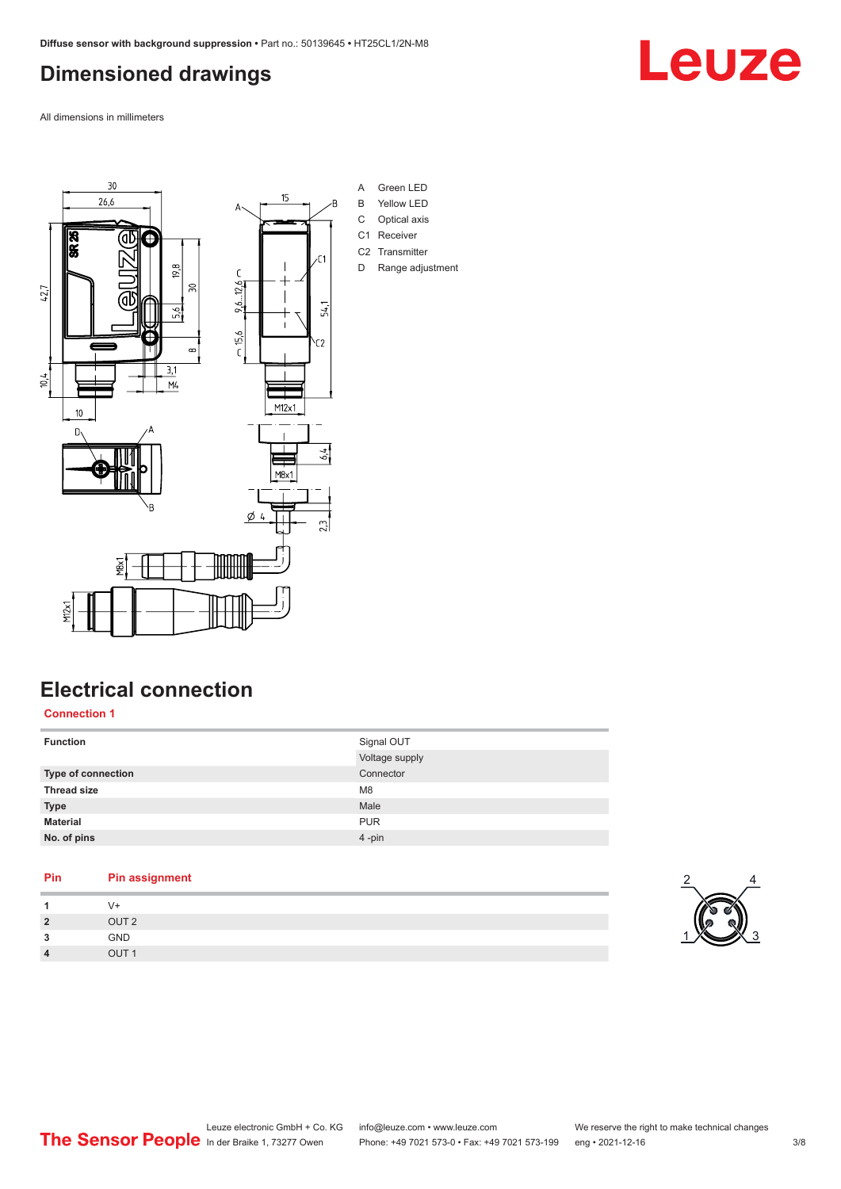## Dimensioned drawings

All dimensions in millimeters

A Green LED
B Yellow LED
C Optical axis
C1 Receiver
C2 Transmitter
D Range adjustment

## Electrical connection

**Connection 1**

| | |
|---|---|
| **Function** | Signal OUT |
| | Voltage supply |
| **Type of connection** | Connector |
| **Thread size** | M8 |
| **Type** | Male |
| **Material** | PUR |
| **No. of pins** | 4 -pin |

| Pin | Pin assignment |
|---|---|
| 1 | V+ |
| 2 | OUT 2 |
| 3 | GND |
| 4 | OUT 1 |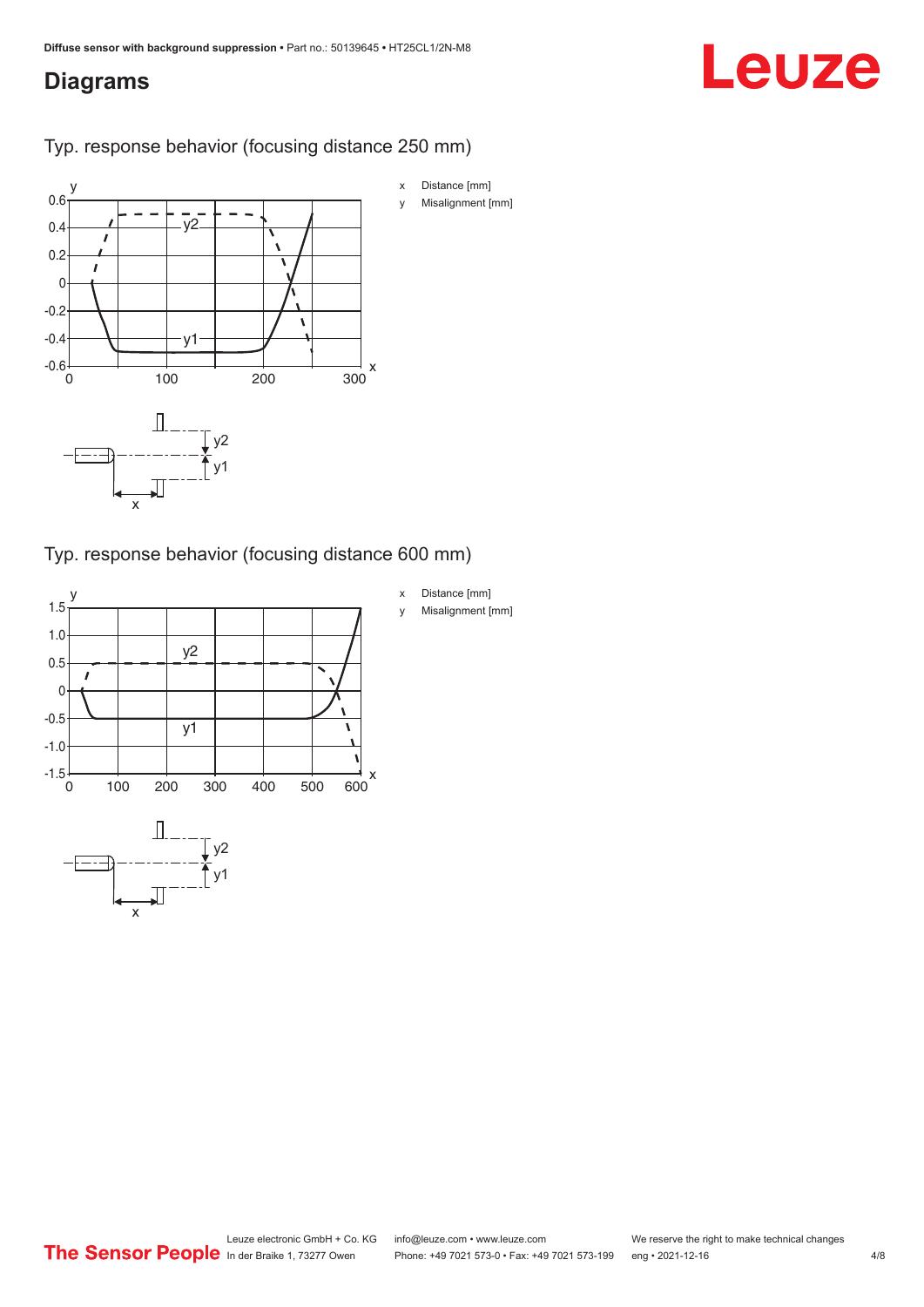## Diagrams

### Typ. response behavior (focusing distance 250 mm)

x Distance [mm]

y Misalignment [mm]

### Typ. response behavior (focusing distance 600 mm)

x Distance [mm]

y Misalignment [mm]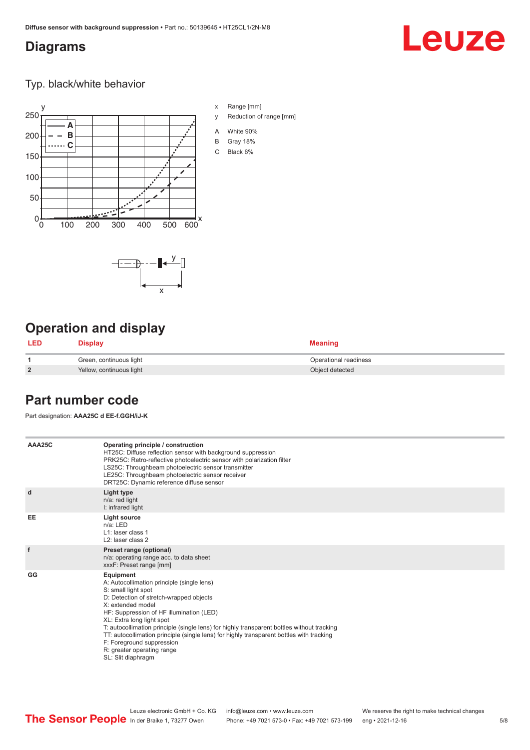## Diagrams

### Typ. black/white behavior

x Range [mm]

y Reduction of range [mm]

A White 90%

B Gray 18%

C Black 6%

## Operation and display

| LED | Display | Meaning |
|---|---|---|
| 1 | Green, continuous light | Operational readiness |
| 2 | Yellow, continuous light | Object detected |

## Part number code

Part designation: **AAA25C d EE-f.GGH/iJ-K**

| | |
|---|---|
| **AAA25C** | **Operating principle / construction**<br>HT25C: Diffuse reflection sensor with background suppression<br>PRK25C: Retro-reflective photoelectric sensor with polarization filter<br>LS25C: Throughbeam photoelectric sensor transmitter<br>LE25C: Throughbeam photoelectric sensor receiver<br>DRT25C: Dynamic reference diffuse sensor |
| **d** | **Light type**<br>n/a: red light<br>I: infrared light |
| **EE** | **Light source**<br>n/a: LED<br>L1: laser class 1<br>L2: laser class 2 |
| **f** | **Preset range (optional)**<br>n/a: operating range acc. to data sheet<br>xxxF: Preset range [mm] |
| **GG** | **Equipment**<br>A: Autocollimation principle (single lens)<br>S: small light spot<br>D: Detection of stretch-wrapped objects<br>X: extended model<br>HF: Suppression of HF illumination (LED)<br>XL: Extra long light spot<br>T: autocollimation principle (single lens) for highly transparent bottles without tracking<br>TT: autocollimation principle (single lens) for highly transparent bottles with tracking<br>F: Foreground suppression<br>R: greater operating range<br>SL: Slit diaphragm |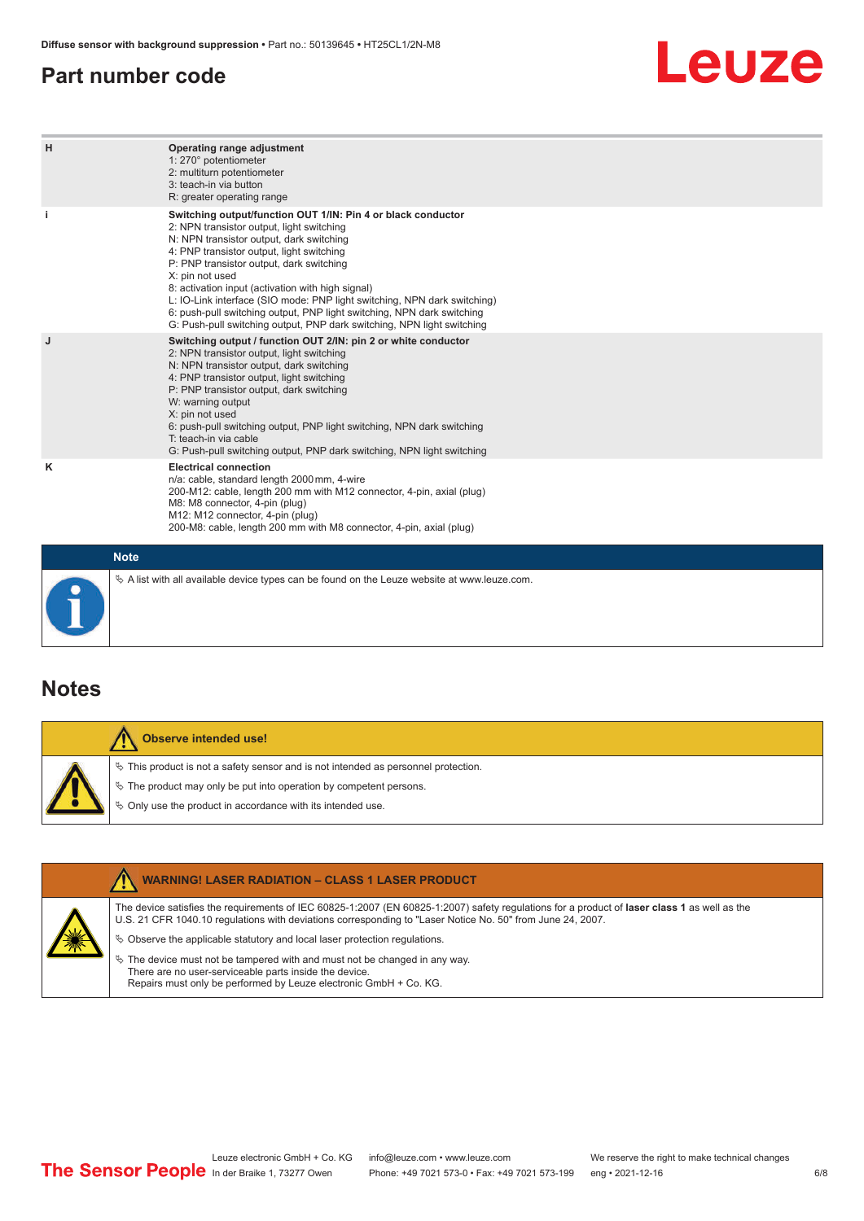## Part number code

| | |
|---|---|
| **H** | **Operating range adjustment**<br>1: 270° potentiometer<br>2: multiturn potentiometer<br>3: teach-in via button<br>R: greater operating range |
| **i** | **Switching output/function OUT 1/IN: Pin 4 or black conductor**<br>2: NPN transistor output, light switching<br>N: NPN transistor output, dark switching<br>4: PNP transistor output, light switching<br>P: PNP transistor output, dark switching<br>X: pin not used<br>8: activation input (activation with high signal)<br>L: IO-Link interface (SIO mode: PNP light switching, NPN dark switching)<br>6: push-pull switching output, PNP light switching, NPN dark switching<br>G: Push-pull switching output, PNP dark switching, NPN light switching |
| **J** | **Switching output / function OUT 2/IN: pin 2 or white conductor**<br>2: NPN transistor output, light switching<br>N: NPN transistor output, dark switching<br>4: PNP transistor output, light switching<br>P: PNP transistor output, dark switching<br>W: warning output<br>X: pin not used<br>6: push-pull switching output, PNP light switching, NPN dark switching<br>T: teach-in via cable<br>G: Push-pull switching output, PNP dark switching, NPN light switching |
| **K** | **Electrical connection**<br>n/a: cable, standard length 2000 mm, 4-wire<br>200-M12: cable, length 200 mm with M12 connector, 4-pin, axial (plug)<br>M8: M8 connector, 4-pin (plug)<br>M12: M12 connector, 4-pin (plug)<br>200-M8: cable, length 200 mm with M8 connector, 4-pin, axial (plug) |

**Note**

- A list with all available device types can be found on the Leuze website at www.leuze.com.

## Notes

**Observe intended use!**

- This product is not a safety sensor and is not intended as personnel protection.
- The product may only be put into operation by competent persons.
- Only use the product in accordance with its intended use.

**WARNING! LASER RADIATION – CLASS 1 LASER PRODUCT**

The device satisfies the requirements of IEC 60825-1:2007 (EN 60825-1:2007) safety regulations for a product of **laser class 1** as well as the U.S. 21 CFR 1040.10 regulations with deviations corresponding to "Laser Notice No. 50" from June 24, 2007.

- Observe the applicable statutory and local laser protection regulations.
- The device must not be tampered with and must not be changed in any way. There are no user-serviceable parts inside the device. Repairs must only be performed by Leuze electronic GmbH + Co. KG.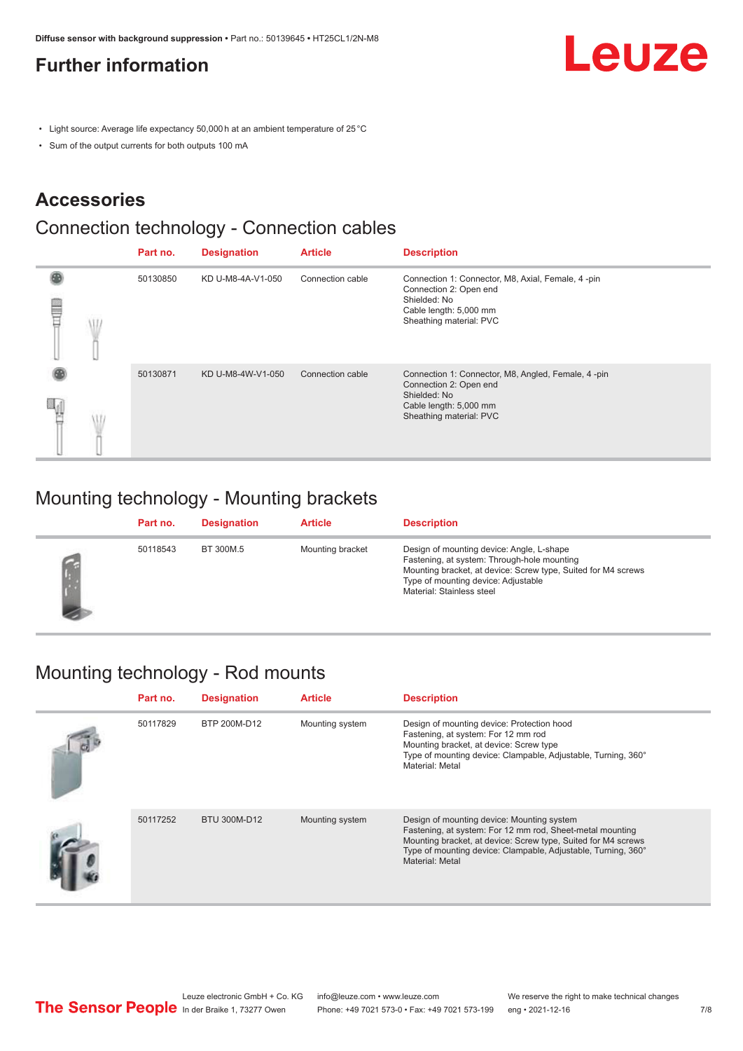# Further information

- Light source: Average life expectancy 50,000 h at an ambient temperature of 25 °C
- Sum of the output currents for both outputs 100 mA

## Accessories

### Connection technology - Connection cables

| Part no. | Designation | Article | Description |
|---|---|---|---|
| 50130850 | KD U-M8-4A-V1-050 | Connection cable | Connection 1: Connector, M8, Axial, Female, 4 -pin<br>Connection 2: Open end<br>Shielded: No<br>Cable length: 5,000 mm<br>Sheathing material: PVC |
| 50130871 | KD U-M8-4W-V1-050 | Connection cable | Connection 1: Connector, M8, Angled, Female, 4 -pin<br>Connection 2: Open end<br>Shielded: No<br>Cable length: 5,000 mm<br>Sheathing material: PVC |

### Mounting technology - Mounting brackets

| Part no. | Designation | Article | Description |
|---|---|---|---|
| 50118543 | BT 300M.5 | Mounting bracket | Design of mounting device: Angle, L-shape<br>Fastening, at system: Through-hole mounting<br>Mounting bracket, at device: Screw type, Suited for M4 screws<br>Type of mounting device: Adjustable<br>Material: Stainless steel |

### Mounting technology - Rod mounts

| Part no. | Designation | Article | Description |
|---|---|---|---|
| 50117829 | BTP 200M-D12 | Mounting system | Design of mounting device: Protection hood<br>Fastening, at system: For 12 mm rod<br>Mounting bracket, at device: Screw type<br>Type of mounting device: Clampable, Adjustable, Turning, 360°<br>Material: Metal |
| 50117252 | BTU 300M-D12 | Mounting system | Design of mounting device: Mounting system<br>Fastening, at system: For 12 mm rod, Sheet-metal mounting<br>Mounting bracket, at device: Screw type, Suited for M4 screws<br>Type of mounting device: Clampable, Adjustable, Turning, 360°<br>Material: Metal |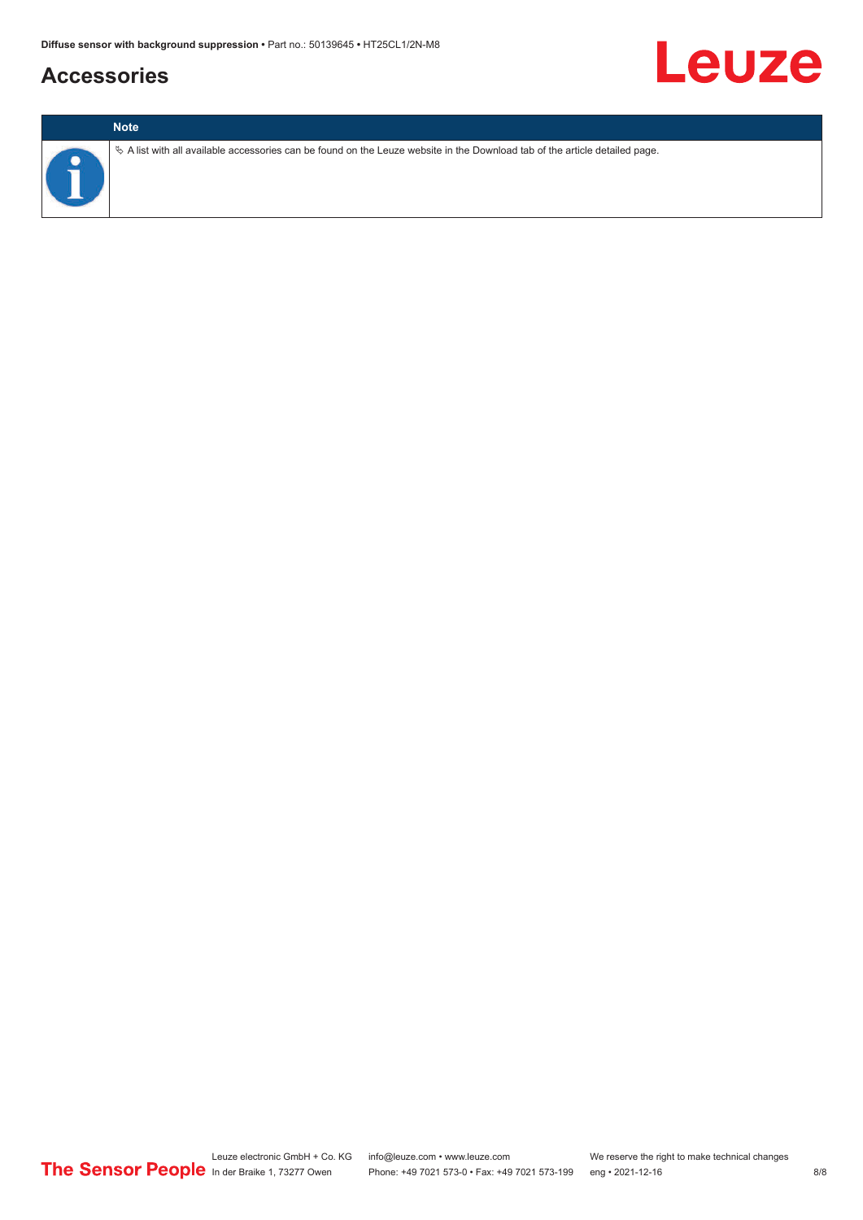## Accessories

| | Note |
|---|---|
| | ♦ A list with all available accessories can be found on the Leuze website in the Download tab of the article detailed page. |